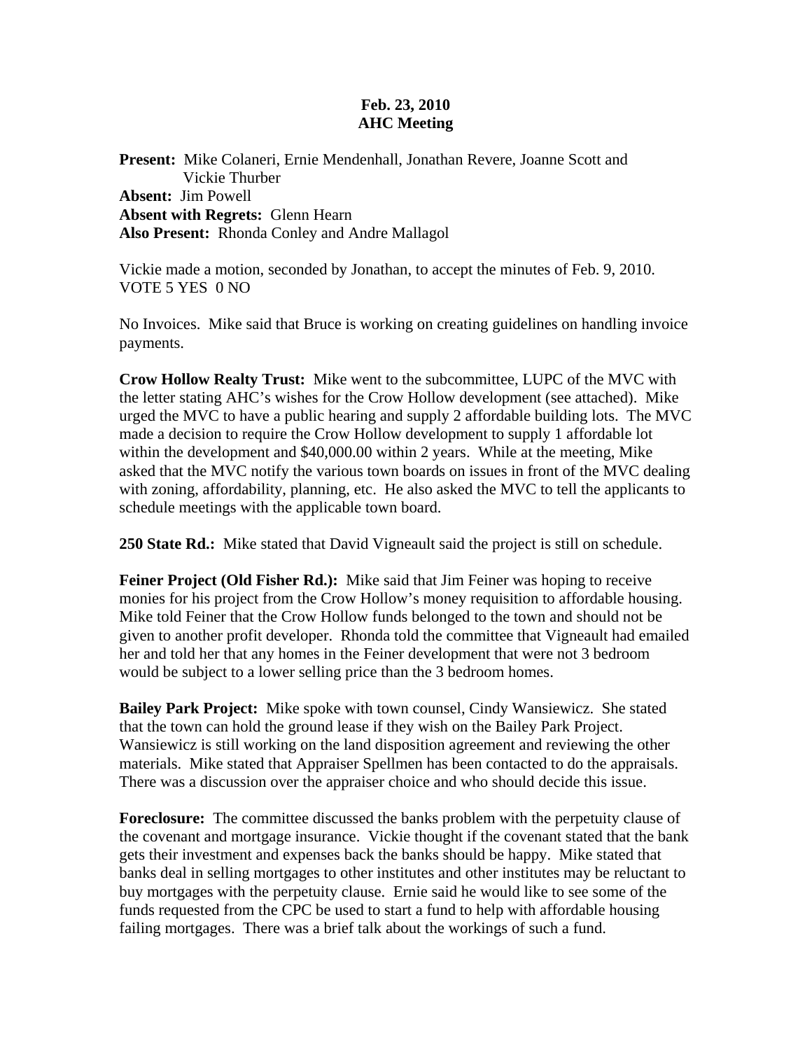**Feb. 23, 2010**
**AHC Meeting**

**Present:** Mike Colaneri, Ernie Mendenhall, Jonathan Revere, Joanne Scott and Vickie Thurber
**Absent:** Jim Powell
**Absent with Regrets:** Glenn Hearn
**Also Present:** Rhonda Conley and Andre Mallagol

Vickie made a motion, seconded by Jonathan, to accept the minutes of Feb. 9, 2010.
VOTE 5 YES 0 NO

No Invoices. Mike said that Bruce is working on creating guidelines on handling invoice payments.

**Crow Hollow Realty Trust:** Mike went to the subcommittee, LUPC of the MVC with the letter stating AHC's wishes for the Crow Hollow development (see attached). Mike urged the MVC to have a public hearing and supply 2 affordable building lots. The MVC made a decision to require the Crow Hollow development to supply 1 affordable lot within the development and $40,000.00 within 2 years. While at the meeting, Mike asked that the MVC notify the various town boards on issues in front of the MVC dealing with zoning, affordability, planning, etc. He also asked the MVC to tell the applicants to schedule meetings with the applicable town board.

**250 State Rd.:** Mike stated that David Vigneault said the project is still on schedule.

**Feiner Project (Old Fisher Rd.):** Mike said that Jim Feiner was hoping to receive monies for his project from the Crow Hollow's money requisition to affordable housing. Mike told Feiner that the Crow Hollow funds belonged to the town and should not be given to another profit developer. Rhonda told the committee that Vigneault had emailed her and told her that any homes in the Feiner development that were not 3 bedroom would be subject to a lower selling price than the 3 bedroom homes.

**Bailey Park Project:** Mike spoke with town counsel, Cindy Wansiewicz. She stated that the town can hold the ground lease if they wish on the Bailey Park Project. Wansiewicz is still working on the land disposition agreement and reviewing the other materials. Mike stated that Appraiser Spellmen has been contacted to do the appraisals. There was a discussion over the appraiser choice and who should decide this issue.

**Foreclosure:** The committee discussed the banks problem with the perpetuity clause of the covenant and mortgage insurance. Vickie thought if the covenant stated that the bank gets their investment and expenses back the banks should be happy. Mike stated that banks deal in selling mortgages to other institutes and other institutes may be reluctant to buy mortgages with the perpetuity clause. Ernie said he would like to see some of the funds requested from the CPC be used to start a fund to help with affordable housing failing mortgages. There was a brief talk about the workings of such a fund.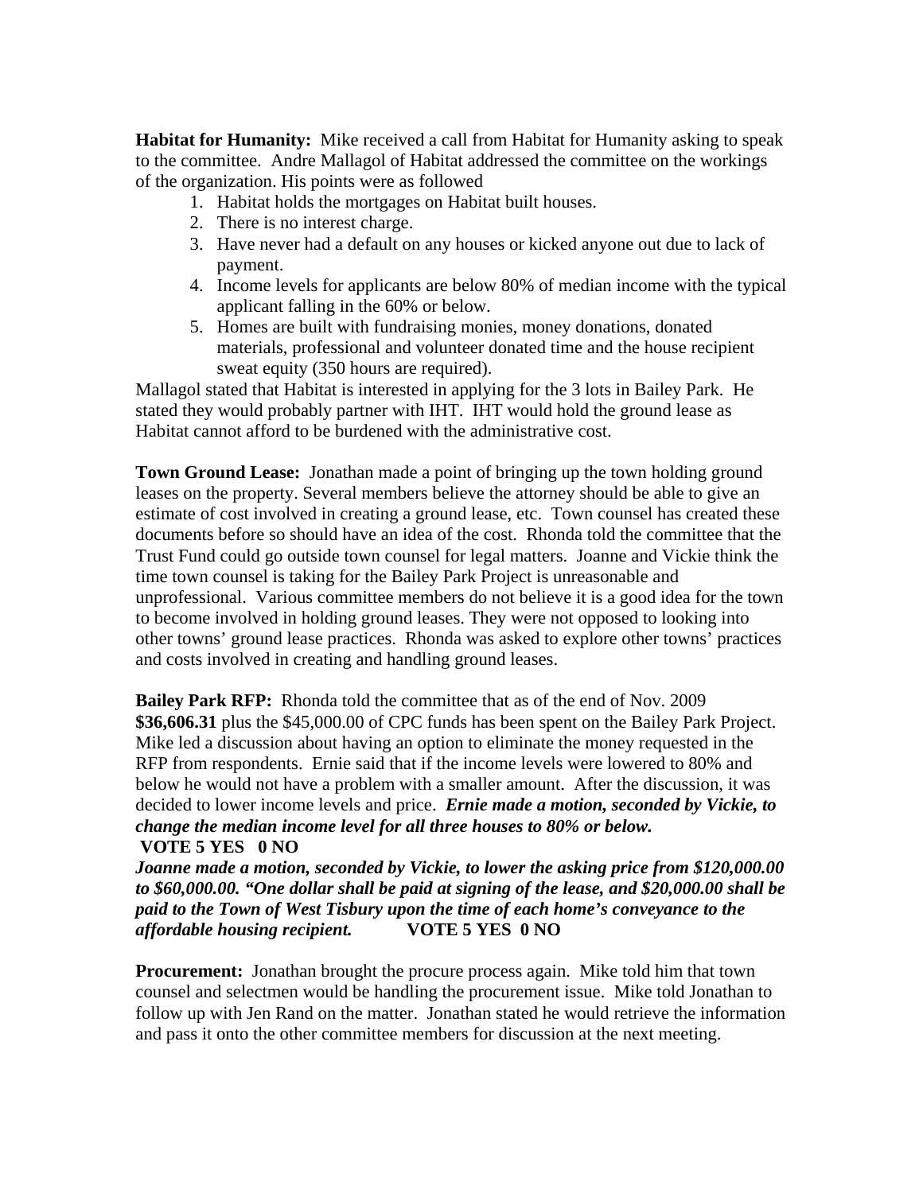**Habitat for Humanity:** Mike received a call from Habitat for Humanity asking to speak to the committee. Andre Mallagol of Habitat addressed the committee on the workings of the organization. His points were as followed

1. Habitat holds the mortgages on Habitat built houses.
2. There is no interest charge.
3. Have never had a default on any houses or kicked anyone out due to lack of payment.
4. Income levels for applicants are below 80% of median income with the typical applicant falling in the 60% or below.
5. Homes are built with fundraising monies, money donations, donated materials, professional and volunteer donated time and the house recipient sweat equity (350 hours are required).

Mallagol stated that Habitat is interested in applying for the 3 lots in Bailey Park. He stated they would probably partner with IHT. IHT would hold the ground lease as Habitat cannot afford to be burdened with the administrative cost.

**Town Ground Lease:** Jonathan made a point of bringing up the town holding ground leases on the property. Several members believe the attorney should be able to give an estimate of cost involved in creating a ground lease, etc. Town counsel has created these documents before so should have an idea of the cost. Rhonda told the committee that the Trust Fund could go outside town counsel for legal matters. Joanne and Vickie think the time town counsel is taking for the Bailey Park Project is unreasonable and unprofessional. Various committee members do not believe it is a good idea for the town to become involved in holding ground leases. They were not opposed to looking into other towns' ground lease practices. Rhonda was asked to explore other towns' practices and costs involved in creating and handling ground leases.

**Bailey Park RFP:** Rhonda told the committee that as of the end of Nov. 2009 **$36,606.31** plus the $45,000.00 of CPC funds has been spent on the Bailey Park Project. Mike led a discussion about having an option to eliminate the money requested in the RFP from respondents. Ernie said that if the income levels were lowered to 80% and below he would not have a problem with a smaller amount. After the discussion, it was decided to lower income levels and price. ***Ernie made a motion, seconded by Vickie, to change the median income level for all three houses to 80% or below.***
**VOTE 5 YES 0 NO**
***Joanne made a motion, seconded by Vickie, to lower the asking price from $120,000.00 to $60,000.00. "One dollar shall be paid at signing of the lease, and $20,000.00 shall be paid to the Town of West Tisbury upon the time of each home's conveyance to the affordable housing recipient.*** **VOTE 5 YES 0 NO**

**Procurement:** Jonathan brought the procure process again. Mike told him that town counsel and selectmen would be handling the procurement issue. Mike told Jonathan to follow up with Jen Rand on the matter. Jonathan stated he would retrieve the information and pass it onto the other committee members for discussion at the next meeting.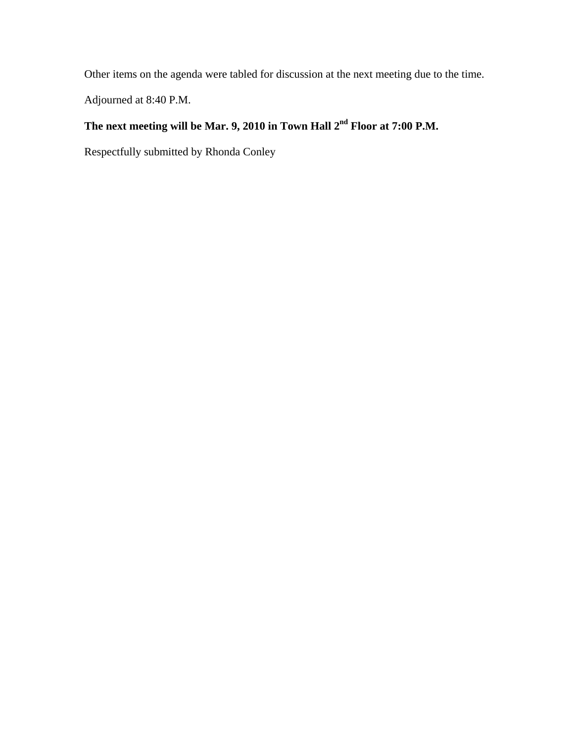Other items on the agenda were tabled for discussion at the next meeting due to the time.

Adjourned at 8:40 P.M.

**The next meeting will be Mar. 9, 2010 in Town Hall 2nd Floor at 7:00 P.M.**

Respectfully submitted by Rhonda Conley